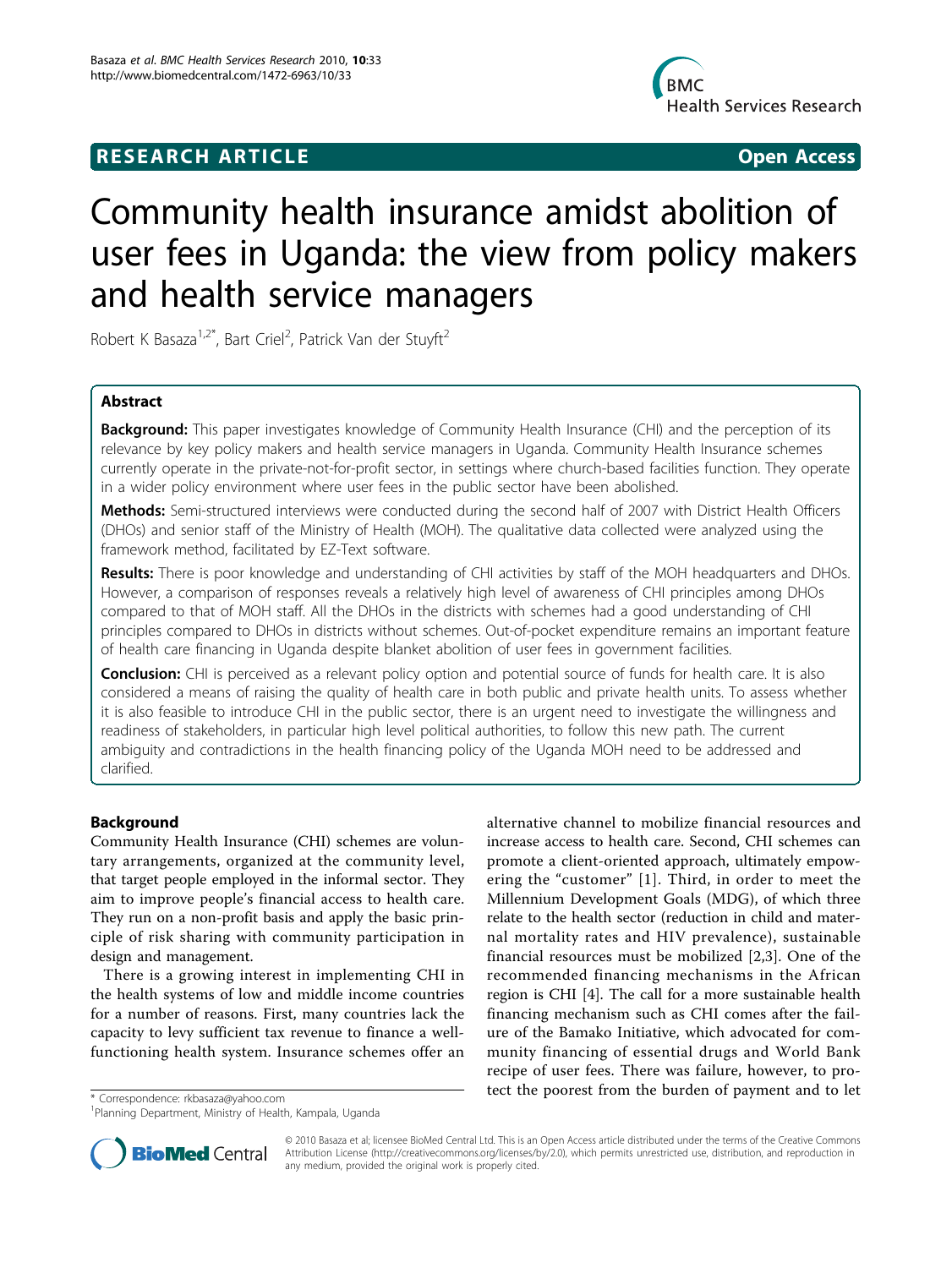RESEARCH ARTICLE Open Access

# Community health insurance amidst abolition of user fees in Uganda: the view from policy makers and health service managers

Robert K Basaza[1,2*], Bart Criel[2], Patrick Van der Stuyft[2]

## Abstract

**Background:** This paper investigates knowledge of Community Health Insurance (CHI) and the perception of its relevance by key policy makers and health service managers in Uganda. Community Health Insurance schemes currently operate in the private-not-for-profit sector, in settings where church-based facilities function. They operate in a wider policy environment where user fees in the public sector have been abolished.

**Methods:** Semi-structured interviews were conducted during the second half of 2007 with District Health Officers (DHOs) and senior staff of the Ministry of Health (MOH). The qualitative data collected were analyzed using the framework method, facilitated by EZ-Text software.

**Results:** There is poor knowledge and understanding of CHI activities by staff of the MOH headquarters and DHOs. However, a comparison of responses reveals a relatively high level of awareness of CHI principles among DHOs compared to that of MOH staff. All the DHOs in the districts with schemes had a good understanding of CHI principles compared to DHOs in districts without schemes. Out-of-pocket expenditure remains an important feature of health care financing in Uganda despite blanket abolition of user fees in government facilities.

**Conclusion:** CHI is perceived as a relevant policy option and potential source of funds for health care. It is also considered a means of raising the quality of health care in both public and private health units. To assess whether it is also feasible to introduce CHI in the public sector, there is an urgent need to investigate the willingness and readiness of stakeholders, in particular high level political authorities, to follow this new path. The current ambiguity and contradictions in the health financing policy of the Uganda MOH need to be addressed and clarified.

## Background

Community Health Insurance (CHI) schemes are voluntary arrangements, organized at the community level, that target people employed in the informal sector. They aim to improve people's financial access to health care. They run on a non-profit basis and apply the basic principle of risk sharing with community participation in design and management.

There is a growing interest in implementing CHI in the health systems of low and middle income countries for a number of reasons. First, many countries lack the capacity to levy sufficient tax revenue to finance a well-functioning health system. Insurance schemes offer an alternative channel to mobilize financial resources and increase access to health care. Second, CHI schemes can promote a client-oriented approach, ultimately empowering the "customer" [1]. Third, in order to meet the Millennium Development Goals (MDG), of which three relate to the health sector (reduction in child and maternal mortality rates and HIV prevalence), sustainable financial resources must be mobilized [2,3]. One of the recommended financing mechanisms in the African region is CHI [4]. The call for a more sustainable health financing mechanism such as CHI comes after the failure of the Bamako Initiative, which advocated for community financing of essential drugs and World Bank recipe of user fees. There was failure, however, to protect the poorest from the burden of payment and to let

\* Correspondence: rkbasaza@yahoo.com

[1]Planning Department, Ministry of Health, Kampala, Uganda

© 2010 Basaza et al; licensee BioMed Central Ltd. This is an Open Access article distributed under the terms of the Creative Commons Attribution License (http://creativecommons.org/licenses/by/2.0), which permits unrestricted use, distribution, and reproduction in any medium, provided the original work is properly cited.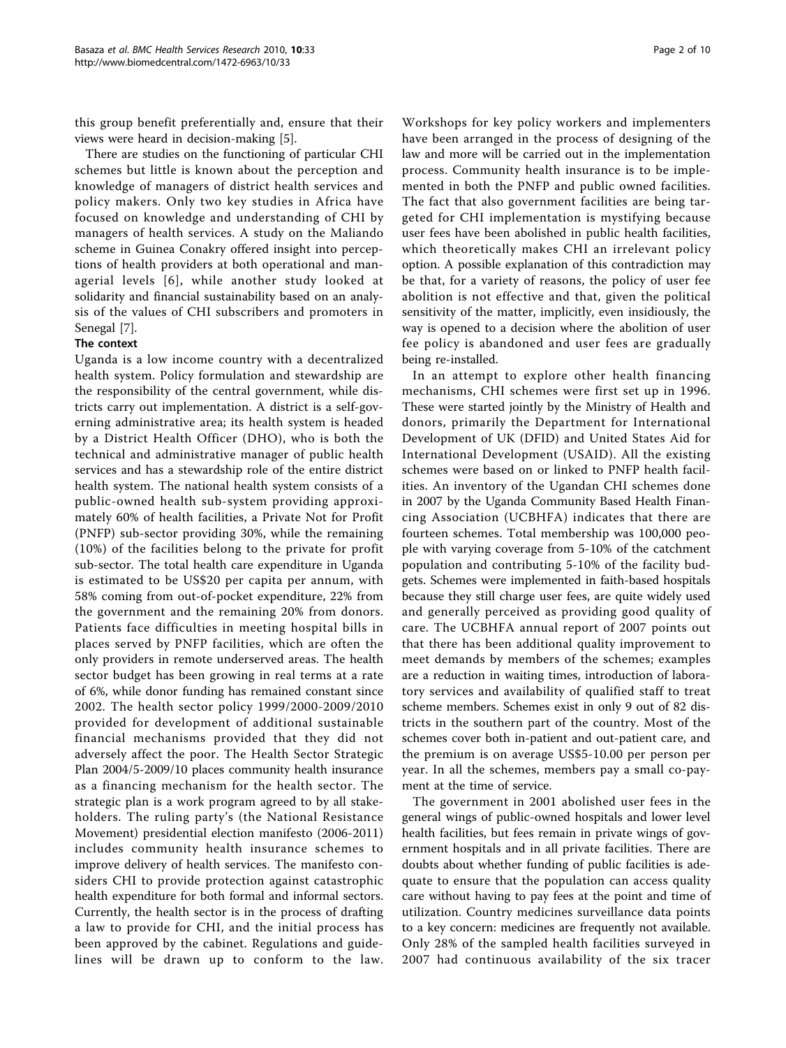this group benefit preferentially and, ensure that their views were heard in decision-making [5].

There are studies on the functioning of particular CHI schemes but little is known about the perception and knowledge of managers of district health services and policy makers. Only two key studies in Africa have focused on knowledge and understanding of CHI by managers of health services. A study on the Maliando scheme in Guinea Conakry offered insight into perceptions of health providers at both operational and managerial levels [6], while another study looked at solidarity and financial sustainability based on an analysis of the values of CHI subscribers and promoters in Senegal [7].

### The context

Uganda is a low income country with a decentralized health system. Policy formulation and stewardship are the responsibility of the central government, while districts carry out implementation. A district is a self-governing administrative area; its health system is headed by a District Health Officer (DHO), who is both the technical and administrative manager of public health services and has a stewardship role of the entire district health system. The national health system consists of a public-owned health sub-system providing approximately 60% of health facilities, a Private Not for Profit (PNFP) sub-sector providing 30%, while the remaining (10%) of the facilities belong to the private for profit sub-sector. The total health care expenditure in Uganda is estimated to be US$20 per capita per annum, with 58% coming from out-of-pocket expenditure, 22% from the government and the remaining 20% from donors. Patients face difficulties in meeting hospital bills in places served by PNFP facilities, which are often the only providers in remote underserved areas. The health sector budget has been growing in real terms at a rate of 6%, while donor funding has remained constant since 2002. The health sector policy 1999/2000-2009/2010 provided for development of additional sustainable financial mechanisms provided that they did not adversely affect the poor. The Health Sector Strategic Plan 2004/5-2009/10 places community health insurance as a financing mechanism for the health sector. The strategic plan is a work program agreed to by all stakeholders. The ruling party's (the National Resistance Movement) presidential election manifesto (2006-2011) includes community health insurance schemes to improve delivery of health services. The manifesto considers CHI to provide protection against catastrophic health expenditure for both formal and informal sectors. Currently, the health sector is in the process of drafting a law to provide for CHI, and the initial process has been approved by the cabinet. Regulations and guidelines will be drawn up to conform to the law. Workshops for key policy workers and implementers have been arranged in the process of designing of the law and more will be carried out in the implementation process. Community health insurance is to be implemented in both the PNFP and public owned facilities. The fact that also government facilities are being targeted for CHI implementation is mystifying because user fees have been abolished in public health facilities, which theoretically makes CHI an irrelevant policy option. A possible explanation of this contradiction may be that, for a variety of reasons, the policy of user fee abolition is not effective and that, given the political sensitivity of the matter, implicitly, even insidiously, the way is opened to a decision where the abolition of user fee policy is abandoned and user fees are gradually being re-installed.

In an attempt to explore other health financing mechanisms, CHI schemes were first set up in 1996. These were started jointly by the Ministry of Health and donors, primarily the Department for International Development of UK (DFID) and United States Aid for International Development (USAID). All the existing schemes were based on or linked to PNFP health facilities. An inventory of the Ugandan CHI schemes done in 2007 by the Uganda Community Based Health Financing Association (UCBHFA) indicates that there are fourteen schemes. Total membership was 100,000 people with varying coverage from 5-10% of the catchment population and contributing 5-10% of the facility budgets. Schemes were implemented in faith-based hospitals because they still charge user fees, are quite widely used and generally perceived as providing good quality of care. The UCBHFA annual report of 2007 points out that there has been additional quality improvement to meet demands by members of the schemes; examples are a reduction in waiting times, introduction of laboratory services and availability of qualified staff to treat scheme members. Schemes exist in only 9 out of 82 districts in the southern part of the country. Most of the schemes cover both in-patient and out-patient care, and the premium is on average US$5-10.00 per person per year. In all the schemes, members pay a small co-payment at the time of service.

The government in 2001 abolished user fees in the general wings of public-owned hospitals and lower level health facilities, but fees remain in private wings of government hospitals and in all private facilities. There are doubts about whether funding of public facilities is adequate to ensure that the population can access quality care without having to pay fees at the point and time of utilization. Country medicines surveillance data points to a key concern: medicines are frequently not available. Only 28% of the sampled health facilities surveyed in 2007 had continuous availability of the six tracer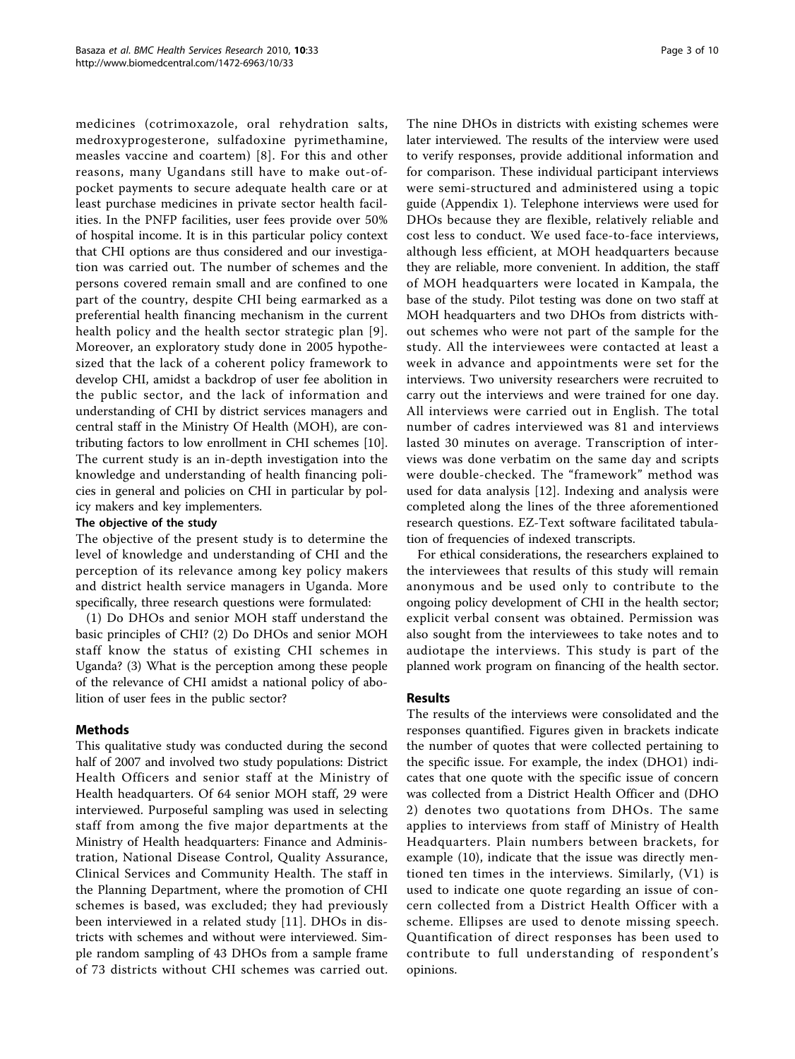medicines (cotrimoxazole, oral rehydration salts, medroxyprogesterone, sulfadoxine pyrimethamine, measles vaccine and coartem) [8]. For this and other reasons, many Ugandans still have to make out-of-pocket payments to secure adequate health care or at least purchase medicines in private sector health facilities. In the PNFP facilities, user fees provide over 50% of hospital income. It is in this particular policy context that CHI options are thus considered and our investigation was carried out. The number of schemes and the persons covered remain small and are confined to one part of the country, despite CHI being earmarked as a preferential health financing mechanism in the current health policy and the health sector strategic plan [9]. Moreover, an exploratory study done in 2005 hypothesized that the lack of a coherent policy framework to develop CHI, amidst a backdrop of user fee abolition in the public sector, and the lack of information and understanding of CHI by district services managers and central staff in the Ministry Of Health (MOH), are contributing factors to low enrollment in CHI schemes [10]. The current study is an in-depth investigation into the knowledge and understanding of health financing policies in general and policies on CHI in particular by policy makers and key implementers.

**The objective of the study**

The objective of the present study is to determine the level of knowledge and understanding of CHI and the perception of its relevance among key policy makers and district health service managers in Uganda. More specifically, three research questions were formulated:

(1) Do DHOs and senior MOH staff understand the basic principles of CHI? (2) Do DHOs and senior MOH staff know the status of existing CHI schemes in Uganda? (3) What is the perception among these people of the relevance of CHI amidst a national policy of abolition of user fees in the public sector?

## Methods

This qualitative study was conducted during the second half of 2007 and involved two study populations: District Health Officers and senior staff at the Ministry of Health headquarters. Of 64 senior MOH staff, 29 were interviewed. Purposeful sampling was used in selecting staff from among the five major departments at the Ministry of Health headquarters: Finance and Administration, National Disease Control, Quality Assurance, Clinical Services and Community Health. The staff in the Planning Department, where the promotion of CHI schemes is based, was excluded; they had previously been interviewed in a related study [11]. DHOs in districts with schemes and without were interviewed. Simple random sampling of 43 DHOs from a sample frame of 73 districts without CHI schemes was carried out. The nine DHOs in districts with existing schemes were later interviewed. The results of the interview were used to verify responses, provide additional information and for comparison. These individual participant interviews were semi-structured and administered using a topic guide (Appendix 1). Telephone interviews were used for DHOs because they are flexible, relatively reliable and cost less to conduct. We used face-to-face interviews, although less efficient, at MOH headquarters because they are reliable, more convenient. In addition, the staff of MOH headquarters were located in Kampala, the base of the study. Pilot testing was done on two staff at MOH headquarters and two DHOs from districts without schemes who were not part of the sample for the study. All the interviewees were contacted at least a week in advance and appointments were set for the interviews. Two university researchers were recruited to carry out the interviews and were trained for one day. All interviews were carried out in English. The total number of cadres interviewed was 81 and interviews lasted 30 minutes on average. Transcription of interviews was done verbatim on the same day and scripts were double-checked. The "framework" method was used for data analysis [12]. Indexing and analysis were completed along the lines of the three aforementioned research questions. EZ-Text software facilitated tabulation of frequencies of indexed transcripts.

For ethical considerations, the researchers explained to the interviewees that results of this study will remain anonymous and be used only to contribute to the ongoing policy development of CHI in the health sector; explicit verbal consent was obtained. Permission was also sought from the interviewees to take notes and to audiotape the interviews. This study is part of the planned work program on financing of the health sector.

## Results

The results of the interviews were consolidated and the responses quantified. Figures given in brackets indicate the number of quotes that were collected pertaining to the specific issue. For example, the index (DHO1) indicates that one quote with the specific issue of concern was collected from a District Health Officer and (DHO 2) denotes two quotations from DHOs. The same applies to interviews from staff of Ministry of Health Headquarters. Plain numbers between brackets, for example (10), indicate that the issue was directly mentioned ten times in the interviews. Similarly, (V1) is used to indicate one quote regarding an issue of concern collected from a District Health Officer with a scheme. Ellipses are used to denote missing speech. Quantification of direct responses has been used to contribute to full understanding of respondent's opinions.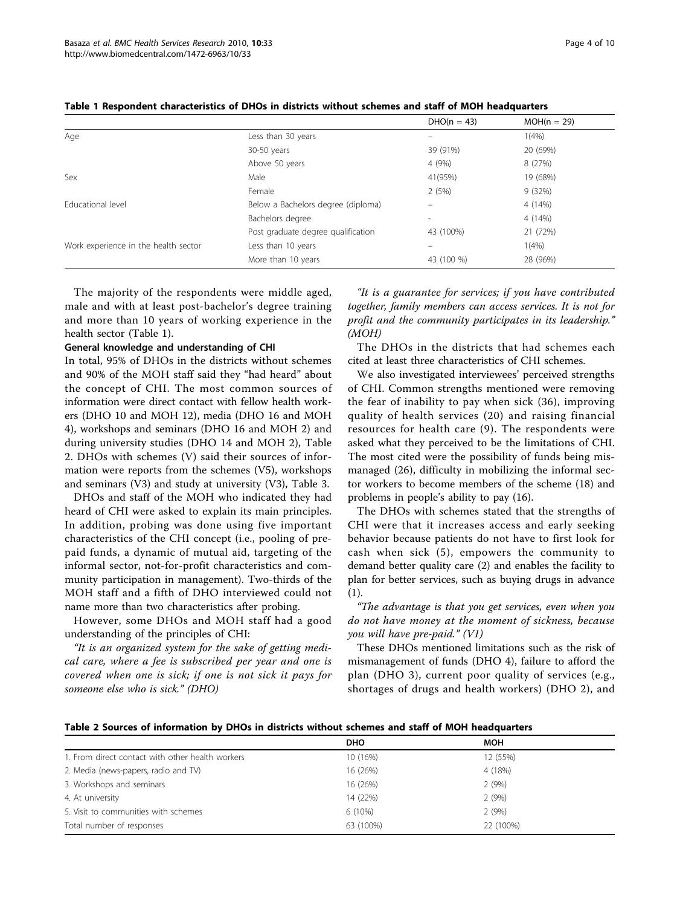**Table 1 Respondent characteristics of DHOs in districts without schemes and staff of MOH headquarters**

| | | DHO(n = 43) | MOH(n = 29) |
|---|---|---|---|
| Age | Less than 30 years | – | 1(4%) |
| | 30-50 years | 39 (91%) | 20 (69%) |
| | Above 50 years | 4 (9%) | 8 (27%) |
| Sex | Male | 41(95%) | 19 (68%) |
| | Female | 2 (5%) | 9 (32%) |
| Educational level | Below a Bachelors degree (diploma) | – | 4 (14%) |
| | Bachelors degree | - | 4 (14%) |
| | Post graduate degree qualification | 43 (100%) | 21 (72%) |
| Work experience in the health sector | Less than 10 years | – | 1(4%) |
| | More than 10 years | 43 (100 %) | 28 (96%) |

The majority of the respondents were middle aged, male and with at least post-bachelor's degree training and more than 10 years of working experience in the health sector (Table 1).

#### General knowledge and understanding of CHI

In total, 95% of DHOs in the districts without schemes and 90% of the MOH staff said they "had heard" about the concept of CHI. The most common sources of information were direct contact with fellow health workers (DHO 10 and MOH 12), media (DHO 16 and MOH 4), workshops and seminars (DHO 16 and MOH 2) and during university studies (DHO 14 and MOH 2), Table 2. DHOs with schemes (V) said their sources of information were reports from the schemes (V5), workshops and seminars (V3) and study at university (V3), Table 3.

DHOs and staff of the MOH who indicated they had heard of CHI were asked to explain its main principles. In addition, probing was done using five important characteristics of the CHI concept (i.e., pooling of prepaid funds, a dynamic of mutual aid, targeting of the informal sector, not-for-profit characteristics and community participation in management). Two-thirds of the MOH staff and a fifth of DHO interviewed could not name more than two characteristics after probing.

However, some DHOs and MOH staff had a good understanding of the principles of CHI:

*"It is an organized system for the sake of getting medical care, where a fee is subscribed per year and one is covered when one is sick; if one is not sick it pays for someone else who is sick." (DHO)*

*"It is a guarantee for services; if you have contributed together, family members can access services. It is not for profit and the community participates in its leadership." (MOH)*

The DHOs in the districts that had schemes each cited at least three characteristics of CHI schemes.

We also investigated interviewees' perceived strengths of CHI. Common strengths mentioned were removing the fear of inability to pay when sick (36), improving quality of health services (20) and raising financial resources for health care (9). The respondents were asked what they perceived to be the limitations of CHI. The most cited were the possibility of funds being mismanaged (26), difficulty in mobilizing the informal sector workers to become members of the scheme (18) and problems in people's ability to pay (16).

The DHOs with schemes stated that the strengths of CHI were that it increases access and early seeking behavior because patients do not have to first look for cash when sick (5), empowers the community to demand better quality care (2) and enables the facility to plan for better services, such as buying drugs in advance (1).

*"The advantage is that you get services, even when you do not have money at the moment of sickness, because you will have pre-paid." (V1)*

These DHOs mentioned limitations such as the risk of mismanagement of funds (DHO 4), failure to afford the plan (DHO 3), current poor quality of services (e.g., shortages of drugs and health workers) (DHO 2), and

**Table 2 Sources of information by DHOs in districts without schemes and staff of MOH headquarters**

| | DHO | MOH |
|---|---|---|
| 1. From direct contact with other health workers | 10 (16%) | 12 (55%) |
| 2. Media (news-papers, radio and TV) | 16 (26%) | 4 (18%) |
| 3. Workshops and seminars | 16 (26%) | 2 (9%) |
| 4. At university | 14 (22%) | 2 (9%) |
| 5. Visit to communities with schemes | 6 (10%) | 2 (9%) |
| Total number of responses | 63 (100%) | 22 (100%) |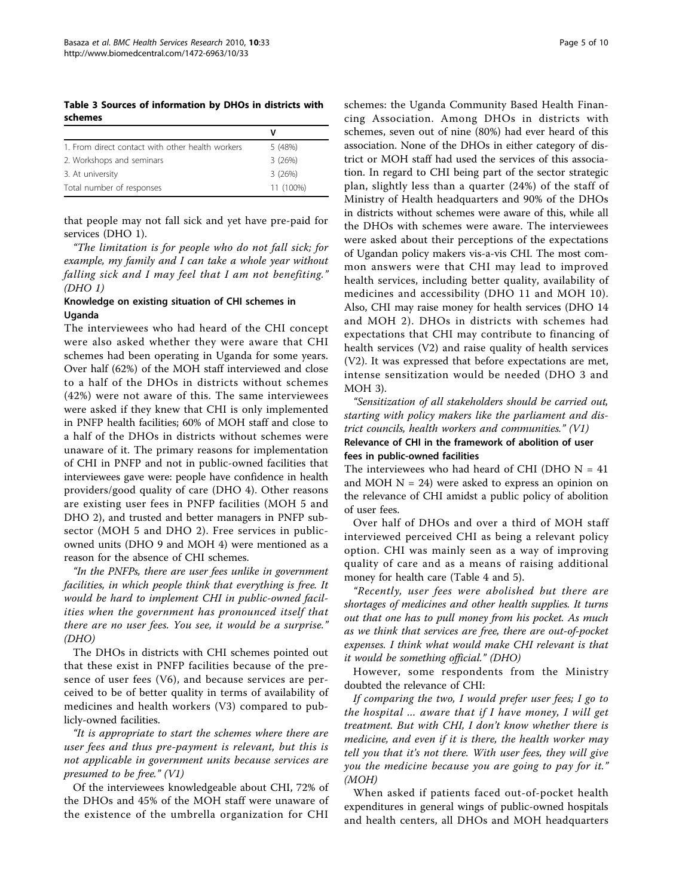**Table 3 Sources of information by DHOs in districts with schemes**

| | V |
|---|---|
| 1. From direct contact with other health workers | 5 (48%) |
| 2. Workshops and seminars | 3 (26%) |
| 3. At university | 3 (26%) |
| Total number of responses | 11 (100%) |

that people may not fall sick and yet have pre-paid for services (DHO 1).

*"The limitation is for people who do not fall sick; for example, my family and I can take a whole year without falling sick and I may feel that I am not benefiting." (DHO 1)*

#### Knowledge on existing situation of CHI schemes in Uganda

The interviewees who had heard of the CHI concept were also asked whether they were aware that CHI schemes had been operating in Uganda for some years. Over half (62%) of the MOH staff interviewed and close to a half of the DHOs in districts without schemes (42%) were not aware of this. The same interviewees were asked if they knew that CHI is only implemented in PNFP health facilities; 60% of MOH staff and close to a half of the DHOs in districts without schemes were unaware of it. The primary reasons for implementation of CHI in PNFP and not in public-owned facilities that interviewees gave were: people have confidence in health providers/good quality of care (DHO 4). Other reasons are existing user fees in PNFP facilities (MOH 5 and DHO 2), and trusted and better managers in PNFP subsector (MOH 5 and DHO 2). Free services in publicowned units (DHO 9 and MOH 4) were mentioned as a reason for the absence of CHI schemes.

*"In the PNFPs, there are user fees unlike in government facilities, in which people think that everything is free. It would be hard to implement CHI in public-owned facilities when the government has pronounced itself that there are no user fees. You see, it would be a surprise." (DHO)*

The DHOs in districts with CHI schemes pointed out that these exist in PNFP facilities because of the presence of user fees (V6), and because services are perceived to be of better quality in terms of availability of medicines and health workers (V3) compared to publicly-owned facilities.

*"It is appropriate to start the schemes where there are user fees and thus pre-payment is relevant, but this is not applicable in government units because services are presumed to be free." (V1)*

Of the interviewees knowledgeable about CHI, 72% of the DHOs and 45% of the MOH staff were unaware of the existence of the umbrella organization for CHI schemes: the Uganda Community Based Health Financing Association. Among DHOs in districts with schemes, seven out of nine (80%) had ever heard of this association. None of the DHOs in either category of district or MOH staff had used the services of this association. In regard to CHI being part of the sector strategic plan, slightly less than a quarter (24%) of the staff of Ministry of Health headquarters and 90% of the DHOs in districts without schemes were aware of this, while all the DHOs with schemes were aware. The interviewees were asked about their perceptions of the expectations of Ugandan policy makers vis-a-vis CHI. The most common answers were that CHI may lead to improved health services, including better quality, availability of medicines and accessibility (DHO 11 and MOH 10). Also, CHI may raise money for health services (DHO 14 and MOH 2). DHOs in districts with schemes had expectations that CHI may contribute to financing of health services (V2) and raise quality of health services (V2). It was expressed that before expectations are met, intense sensitization would be needed (DHO 3 and MOH 3).

*"Sensitization of all stakeholders should be carried out, starting with policy makers like the parliament and district councils, health workers and communities." (V1)*

#### Relevance of CHI in the framework of abolition of user fees in public-owned facilities

The interviewees who had heard of CHI (DHO N = 41 and MOH N = 24) were asked to express an opinion on the relevance of CHI amidst a public policy of abolition of user fees.

Over half of DHOs and over a third of MOH staff interviewed perceived CHI as being a relevant policy option. CHI was mainly seen as a way of improving quality of care and as a means of raising additional money for health care (Table 4 and 5).

*"Recently, user fees were abolished but there are shortages of medicines and other health supplies. It turns out that one has to pull money from his pocket. As much as we think that services are free, there are out-of-pocket expenses. I think what would make CHI relevant is that it would be something official." (DHO)*

However, some respondents from the Ministry doubted the relevance of CHI:

*If comparing the two, I would prefer user fees; I go to the hospital ... aware that if I have money, I will get treatment. But with CHI, I don't know whether there is medicine, and even if it is there, the health worker may tell you that it's not there. With user fees, they will give you the medicine because you are going to pay for it." (MOH)*

When asked if patients faced out-of-pocket health expenditures in general wings of public-owned hospitals and health centers, all DHOs and MOH headquarters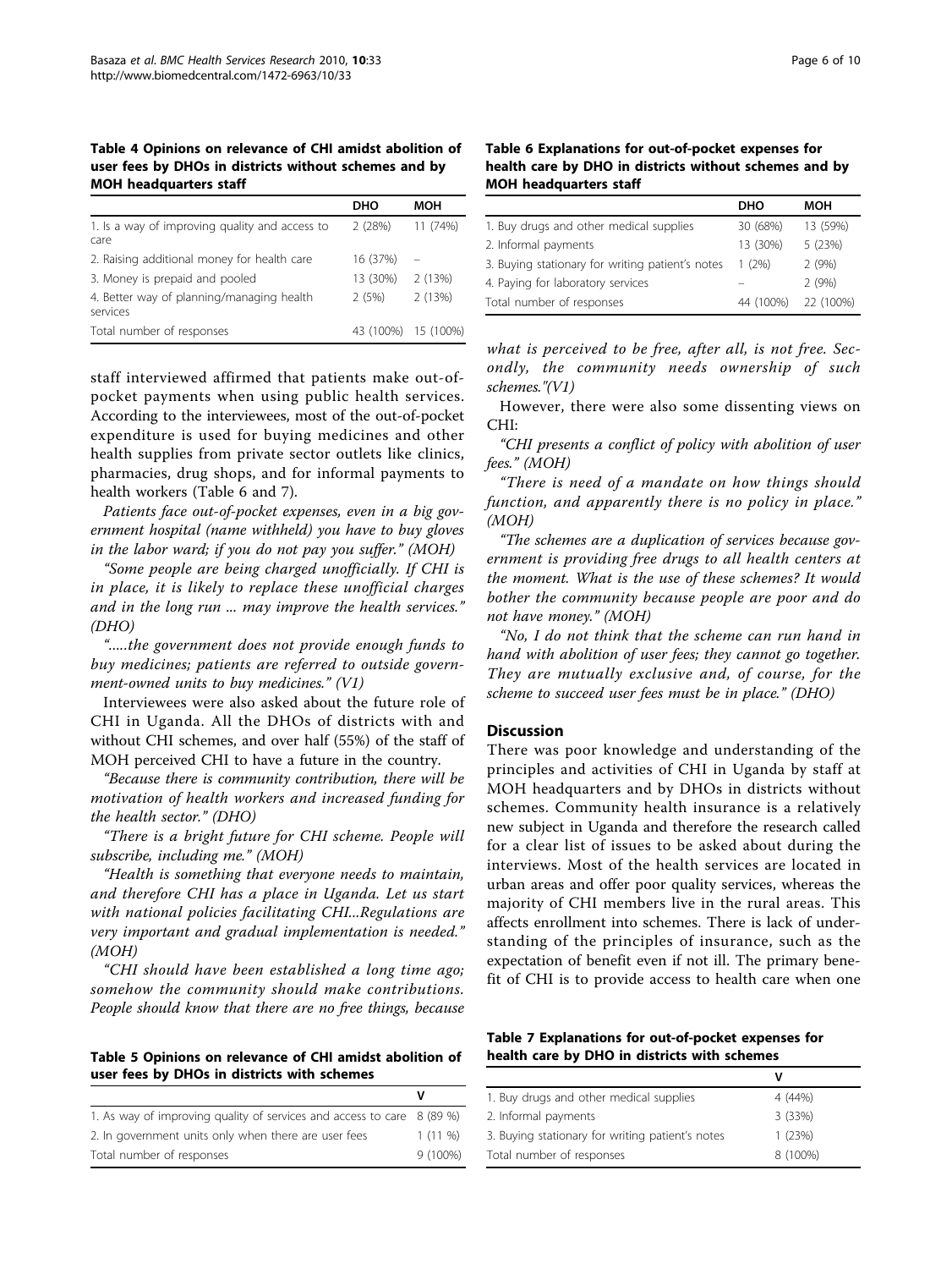**Table 4 Opinions on relevance of CHI amidst abolition of user fees by DHOs in districts without schemes and by MOH headquarters staff**

| | DHO | MOH |
|---|---|---|
| 1. Is a way of improving quality and access to care | 2 (28%) | 11 (74%) |
| 2. Raising additional money for health care | 16 (37%) | – |
| 3. Money is prepaid and pooled | 13 (30%) | 2 (13%) |
| 4. Better way of planning/managing health services | 2 (5%) | 2 (13%) |
| Total number of responses | 43 (100%) | 15 (100%) |

staff interviewed affirmed that patients make out-of-pocket payments when using public health services. According to the interviewees, most of the out-of-pocket expenditure is used for buying medicines and other health supplies from private sector outlets like clinics, pharmacies, drug shops, and for informal payments to health workers (Table 6 and 7).

*Patients face out-of-pocket expenses, even in a big government hospital (name withheld) you have to buy gloves in the labor ward; if you do not pay you suffer." (MOH)*

*"Some people are being charged unofficially. If CHI is in place, it is likely to replace these unofficial charges and in the long run ... may improve the health services." (DHO)*

*".....the government does not provide enough funds to buy medicines; patients are referred to outside government-owned units to buy medicines." (V1)*

Interviewees were also asked about the future role of CHI in Uganda. All the DHOs of districts with and without CHI schemes, and over half (55%) of the staff of MOH perceived CHI to have a future in the country.

*"Because there is community contribution, there will be motivation of health workers and increased funding for the health sector." (DHO)*

*"There is a bright future for CHI scheme. People will subscribe, including me." (MOH)*

*"Health is something that everyone needs to maintain, and therefore CHI has a place in Uganda. Let us start with national policies facilitating CHI...Regulations are very important and gradual implementation is needed." (MOH)*

*"CHI should have been established a long time ago; somehow the community should make contributions. People should know that there are no free things, because what is perceived to be free, after all, is not free. Secondly, the community needs ownership of such schemes."(V1)*

**Table 5 Opinions on relevance of CHI amidst abolition of user fees by DHOs in districts with schemes**

| | V |
|---|---|
| 1. As way of improving quality of services and access to care | 8 (89 %) |
| 2. In government units only when there are user fees | 1 (11 %) |
| Total number of responses | 9 (100%) |

**Table 6 Explanations for out-of-pocket expenses for health care by DHO in districts without schemes and by MOH headquarters staff**

| | DHO | MOH |
|---|---|---|
| 1. Buy drugs and other medical supplies | 30 (68%) | 13 (59%) |
| 2. Informal payments | 13 (30%) | 5 (23%) |
| 3. Buying stationary for writing patient's notes | 1 (2%) | 2 (9%) |
| 4. Paying for laboratory services | – | 2 (9%) |
| Total number of responses | 44 (100%) | 22 (100%) |

However, there were also some dissenting views on CHI:

*"CHI presents a conflict of policy with abolition of user fees." (MOH)*

*"There is need of a mandate on how things should function, and apparently there is no policy in place." (MOH)*

*"The schemes are a duplication of services because government is providing free drugs to all health centers at the moment. What is the use of these schemes? It would bother the community because people are poor and do not have money." (MOH)*

*"No, I do not think that the scheme can run hand in hand with abolition of user fees; they cannot go together. They are mutually exclusive and, of course, for the scheme to succeed user fees must be in place." (DHO)*

## Discussion

There was poor knowledge and understanding of the principles and activities of CHI in Uganda by staff at MOH headquarters and by DHOs in districts without schemes. Community health insurance is a relatively new subject in Uganda and therefore the research called for a clear list of issues to be asked about during the interviews. Most of the health services are located in urban areas and offer poor quality services, whereas the majority of CHI members live in the rural areas. This affects enrollment into schemes. There is lack of understanding of the principles of insurance, such as the expectation of benefit even if not ill. The primary benefit of CHI is to provide access to health care when one

**Table 7 Explanations for out-of-pocket expenses for health care by DHO in districts with schemes**

| | V |
|---|---|
| 1. Buy drugs and other medical supplies | 4 (44%) |
| 2. Informal payments | 3 (33%) |
| 3. Buying stationary for writing patient's notes | 1 (23%) |
| Total number of responses | 8 (100%) |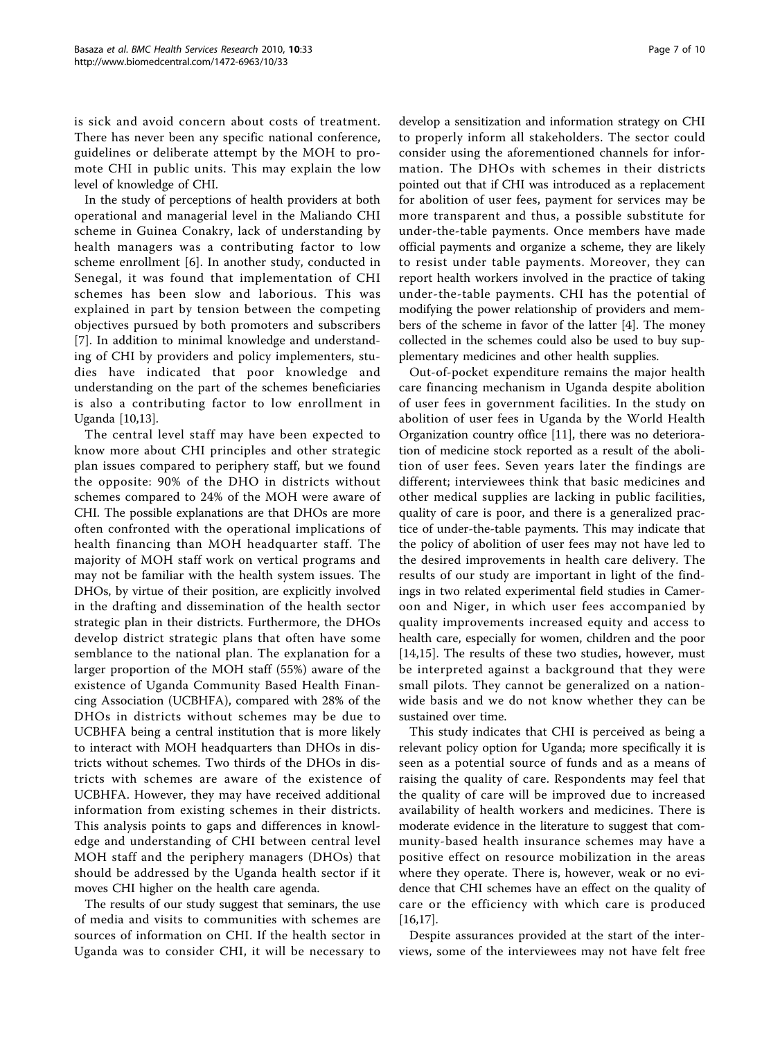is sick and avoid concern about costs of treatment. There has never been any specific national conference, guidelines or deliberate attempt by the MOH to promote CHI in public units. This may explain the low level of knowledge of CHI.

In the study of perceptions of health providers at both operational and managerial level in the Maliando CHI scheme in Guinea Conakry, lack of understanding by health managers was a contributing factor to low scheme enrollment [6]. In another study, conducted in Senegal, it was found that implementation of CHI schemes has been slow and laborious. This was explained in part by tension between the competing objectives pursued by both promoters and subscribers [7]. In addition to minimal knowledge and understanding of CHI by providers and policy implementers, studies have indicated that poor knowledge and understanding on the part of the schemes beneficiaries is also a contributing factor to low enrollment in Uganda [10,13].

The central level staff may have been expected to know more about CHI principles and other strategic plan issues compared to periphery staff, but we found the opposite: 90% of the DHO in districts without schemes compared to 24% of the MOH were aware of CHI. The possible explanations are that DHOs are more often confronted with the operational implications of health financing than MOH headquarter staff. The majority of MOH staff work on vertical programs and may not be familiar with the health system issues. The DHOs, by virtue of their position, are explicitly involved in the drafting and dissemination of the health sector strategic plan in their districts. Furthermore, the DHOs develop district strategic plans that often have some semblance to the national plan. The explanation for a larger proportion of the MOH staff (55%) aware of the existence of Uganda Community Based Health Financing Association (UCBHFA), compared with 28% of the DHOs in districts without schemes may be due to UCBHFA being a central institution that is more likely to interact with MOH headquarters than DHOs in districts without schemes. Two thirds of the DHOs in districts with schemes are aware of the existence of UCBHFA. However, they may have received additional information from existing schemes in their districts. This analysis points to gaps and differences in knowledge and understanding of CHI between central level MOH staff and the periphery managers (DHOs) that should be addressed by the Uganda health sector if it moves CHI higher on the health care agenda.

The results of our study suggest that seminars, the use of media and visits to communities with schemes are sources of information on CHI. If the health sector in Uganda was to consider CHI, it will be necessary to develop a sensitization and information strategy on CHI to properly inform all stakeholders. The sector could consider using the aforementioned channels for information. The DHOs with schemes in their districts pointed out that if CHI was introduced as a replacement for abolition of user fees, payment for services may be more transparent and thus, a possible substitute for under-the-table payments. Once members have made official payments and organize a scheme, they are likely to resist under table payments. Moreover, they can report health workers involved in the practice of taking under-the-table payments. CHI has the potential of modifying the power relationship of providers and members of the scheme in favor of the latter [4]. The money collected in the schemes could also be used to buy supplementary medicines and other health supplies.

Out-of-pocket expenditure remains the major health care financing mechanism in Uganda despite abolition of user fees in government facilities. In the study on abolition of user fees in Uganda by the World Health Organization country office [11], there was no deterioration of medicine stock reported as a result of the abolition of user fees. Seven years later the findings are different; interviewees think that basic medicines and other medical supplies are lacking in public facilities, quality of care is poor, and there is a generalized practice of under-the-table payments. This may indicate that the policy of abolition of user fees may not have led to the desired improvements in health care delivery. The results of our study are important in light of the findings in two related experimental field studies in Cameroon and Niger, in which user fees accompanied by quality improvements increased equity and access to health care, especially for women, children and the poor [14,15]. The results of these two studies, however, must be interpreted against a background that they were small pilots. They cannot be generalized on a nationwide basis and we do not know whether they can be sustained over time.

This study indicates that CHI is perceived as being a relevant policy option for Uganda; more specifically it is seen as a potential source of funds and as a means of raising the quality of care. Respondents may feel that the quality of care will be improved due to increased availability of health workers and medicines. There is moderate evidence in the literature to suggest that community-based health insurance schemes may have a positive effect on resource mobilization in the areas where they operate. There is, however, weak or no evidence that CHI schemes have an effect on the quality of care or the efficiency with which care is produced [16,17].

Despite assurances provided at the start of the interviews, some of the interviewees may not have felt free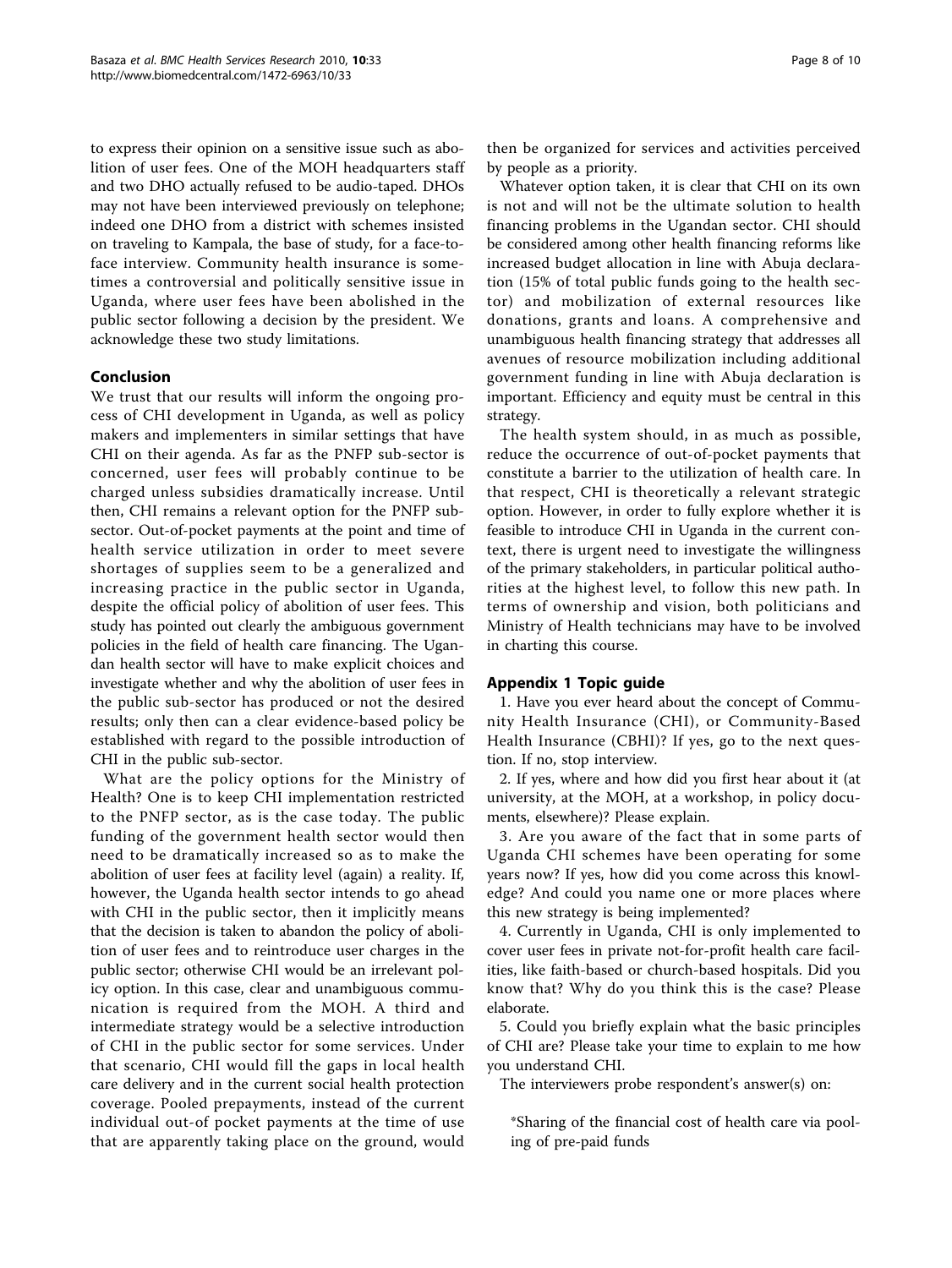to express their opinion on a sensitive issue such as abolition of user fees. One of the MOH headquarters staff and two DHO actually refused to be audio-taped. DHOs may not have been interviewed previously on telephone; indeed one DHO from a district with schemes insisted on traveling to Kampala, the base of study, for a face-to-face interview. Community health insurance is sometimes a controversial and politically sensitive issue in Uganda, where user fees have been abolished in the public sector following a decision by the president. We acknowledge these two study limitations.

## Conclusion

We trust that our results will inform the ongoing process of CHI development in Uganda, as well as policy makers and implementers in similar settings that have CHI on their agenda. As far as the PNFP sub-sector is concerned, user fees will probably continue to be charged unless subsidies dramatically increase. Until then, CHI remains a relevant option for the PNFP sub-sector. Out-of-pocket payments at the point and time of health service utilization in order to meet severe shortages of supplies seem to be a generalized and increasing practice in the public sector in Uganda, despite the official policy of abolition of user fees. This study has pointed out clearly the ambiguous government policies in the field of health care financing. The Ugandan health sector will have to make explicit choices and investigate whether and why the abolition of user fees in the public sub-sector has produced or not the desired results; only then can a clear evidence-based policy be established with regard to the possible introduction of CHI in the public sub-sector.

What are the policy options for the Ministry of Health? One is to keep CHI implementation restricted to the PNFP sector, as is the case today. The public funding of the government health sector would then need to be dramatically increased so as to make the abolition of user fees at facility level (again) a reality. If, however, the Uganda health sector intends to go ahead with CHI in the public sector, then it implicitly means that the decision is taken to abandon the policy of abolition of user fees and to reintroduce user charges in the public sector; otherwise CHI would be an irrelevant policy option. In this case, clear and unambiguous communication is required from the MOH. A third and intermediate strategy would be a selective introduction of CHI in the public sector for some services. Under that scenario, CHI would fill the gaps in local health care delivery and in the current social health protection coverage. Pooled prepayments, instead of the current individual out-of pocket payments at the time of use that are apparently taking place on the ground, would then be organized for services and activities perceived by people as a priority.

Whatever option taken, it is clear that CHI on its own is not and will not be the ultimate solution to health financing problems in the Ugandan sector. CHI should be considered among other health financing reforms like increased budget allocation in line with Abuja declaration (15% of total public funds going to the health sector) and mobilization of external resources like donations, grants and loans. A comprehensive and unambiguous health financing strategy that addresses all avenues of resource mobilization including additional government funding in line with Abuja declaration is important. Efficiency and equity must be central in this strategy.

The health system should, in as much as possible, reduce the occurrence of out-of-pocket payments that constitute a barrier to the utilization of health care. In that respect, CHI is theoretically a relevant strategic option. However, in order to fully explore whether it is feasible to introduce CHI in Uganda in the current context, there is urgent need to investigate the willingness of the primary stakeholders, in particular political authorities at the highest level, to follow this new path. In terms of ownership and vision, both politicians and Ministry of Health technicians may have to be involved in charting this course.

## Appendix 1 Topic guide

1. Have you ever heard about the concept of Community Health Insurance (CHI), or Community-Based Health Insurance (CBHI)? If yes, go to the next question. If no, stop interview.

2. If yes, where and how did you first hear about it (at university, at the MOH, at a workshop, in policy documents, elsewhere)? Please explain.

3. Are you aware of the fact that in some parts of Uganda CHI schemes have been operating for some years now? If yes, how did you come across this knowledge? And could you name one or more places where this new strategy is being implemented?

4. Currently in Uganda, CHI is only implemented to cover user fees in private not-for-profit health care facilities, like faith-based or church-based hospitals. Did you know that? Why do you think this is the case? Please elaborate.

5. Could you briefly explain what the basic principles of CHI are? Please take your time to explain to me how you understand CHI.

The interviewers probe respondent's answer(s) on:

*Sharing of the financial cost of health care via pooling of pre-paid funds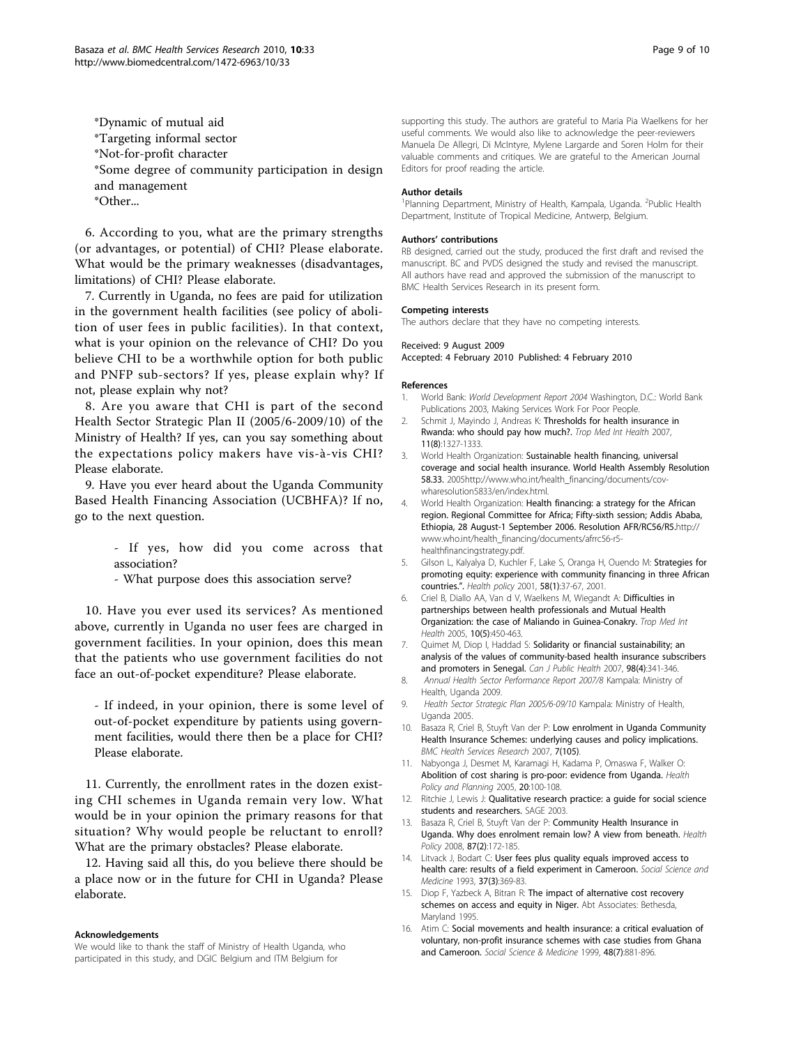*Dynamic of mutual aid

*Targeting informal sector

*Not-for-profit character

*Some degree of community participation in design and management

*Other...

6. According to you, what are the primary strengths (or advantages, or potential) of CHI? Please elaborate. What would be the primary weaknesses (disadvantages, limitations) of CHI? Please elaborate.

7. Currently in Uganda, no fees are paid for utilization in the government health facilities (see policy of abolition of user fees in public facilities). In that context, what is your opinion on the relevance of CHI? Do you believe CHI to be a worthwhile option for both public and PNFP sub-sectors? If yes, please explain why? If not, please explain why not?

8. Are you aware that CHI is part of the second Health Sector Strategic Plan II (2005/6-2009/10) of the Ministry of Health? If yes, can you say something about the expectations policy makers have vis-à-vis CHI? Please elaborate.

9. Have you ever heard about the Uganda Community Based Health Financing Association (UCBHFA)? If no, go to the next question.

- If yes, how did you come across that association?
- What purpose does this association serve?

10. Have you ever used its services? As mentioned above, currently in Uganda no user fees are charged in government facilities. In your opinion, does this mean that the patients who use government facilities do not face an out-of-pocket expenditure? Please elaborate.

- If indeed, in your opinion, there is some level of out-of-pocket expenditure by patients using government facilities, would there then be a place for CHI? Please elaborate.

11. Currently, the enrollment rates in the dozen existing CHI schemes in Uganda remain very low. What would be in your opinion the primary reasons for that situation? Why would people be reluctant to enroll? What are the primary obstacles? Please elaborate.

12. Having said all this, do you believe there should be a place now or in the future for CHI in Uganda? Please elaborate.

#### Acknowledgements

We would like to thank the staff of Ministry of Health Uganda, who participated in this study, and DGIC Belgium and ITM Belgium for supporting this study. The authors are grateful to Maria Pia Waelkens for her useful comments. We would also like to acknowledge the peer-reviewers Manuela De Allegri, Di McIntyre, Mylene Largarde and Soren Holm for their valuable comments and critiques. We are grateful to the American Journal Editors for proof reading the article.

#### Author details

[1]Planning Department, Ministry of Health, Kampala, Uganda. [2]Public Health Department, Institute of Tropical Medicine, Antwerp, Belgium.

#### Authors' contributions

RB designed, carried out the study, produced the first draft and revised the manuscript. BC and PVDS designed the study and revised the manuscript. All authors have read and approved the submission of the manuscript to BMC Health Services Research in its present form.

#### Competing interests

The authors declare that they have no competing interests.

Received: 9 August 2009
Accepted: 4 February 2010 Published: 4 February 2010

#### References

1. World Bank: *World Development Report 2004* Washington, D.C.: World Bank Publications 2003, Making Services Work For Poor People.
2. Schmit J, Mayindo J, Andreas K: **Thresholds for health insurance in Rwanda: who should pay how much?.** *Trop Med Int Health* 2007, **11(8)**:1327-1333.
3. World Health Organization: **Sustainable health financing, universal coverage and social health insurance. World Health Assembly Resolution 58.33.** 2005http://www.who.int/health_financing/documents/cov-wharesolution5833/en/index.html.
4. World Health Organization: **Health financing: a strategy for the African region. Regional Committee for Africa; Fifty-sixth session; Addis Ababa, Ethiopia, 28 August-1 September 2006. Resolution AFR/RC56/R5.**http://www.who.int/health_financing/documents/afrrc56-r5-healthfinancingstrategy.pdf.
5. Gilson L, Kalyalya D, Kuchler F, Lake S, Oranga H, Ouendo M: **Strategies for promoting equity: experience with community financing in three African countries.".** *Health policy* 2001, **58(1)**:37-67, 2001.
6. Criel B, Diallo AA, Van d V, Waelkens M, Wiegandt A: **Difficulties in partnerships between health professionals and Mutual Health Organization: the case of Maliando in Guinea-Conakry.** *Trop Med Int Health* 2005, **10(5)**:450-463.
7. Quimet M, Diop I, Haddad S: **Solidarity or financial sustainability; an analysis of the values of community-based health insurance subscribers and promoters in Senegal.** *Can J Public Health* 2007, **98(4)**:341-346.
8. *Annual Health Sector Performance Report 2007/8* Kampala: Ministry of Health, Uganda 2009.
9. *Health Sector Strategic Plan 2005/6-09/10* Kampala: Ministry of Health, Uganda 2005.
10. Basaza R, Criel B, Stuyft Van der P: **Low enrolment in Uganda Community Health Insurance Schemes: underlying causes and policy implications.** *BMC Health Services Research* 2007, **7(105)**.
11. Nabyonga J, Desmet M, Karamagi H, Kadama P, Omaswa F, Walker O: **Abolition of cost sharing is pro-poor: evidence from Uganda.** *Health Policy and Planning* 2005, **20**:100-108.
12. Ritchie J, Lewis J: **Qualitative research practice: a guide for social science students and researchers.** SAGE 2003.
13. Basaza R, Criel B, Stuyft Van der P: **Community Health Insurance in Uganda. Why does enrolment remain low? A view from beneath.** *Health Policy* 2008, **87(2)**:172-185.
14. Litvack J, Bodart C: **User fees plus quality equals improved access to health care: results of a field experiment in Cameroon.** *Social Science and Medicine* 1993, **37(3)**:369-83.
15. Diop F, Yazbeck A, Bitran R: **The impact of alternative cost recovery schemes on access and equity in Niger.** Abt Associates: Bethesda, Maryland 1995.
16. Atim C: **Social movements and health insurance: a critical evaluation of voluntary, non-profit insurance schemes with case studies from Ghana and Cameroon.** *Social Science & Medicine* 1999, **48(7)**:881-896.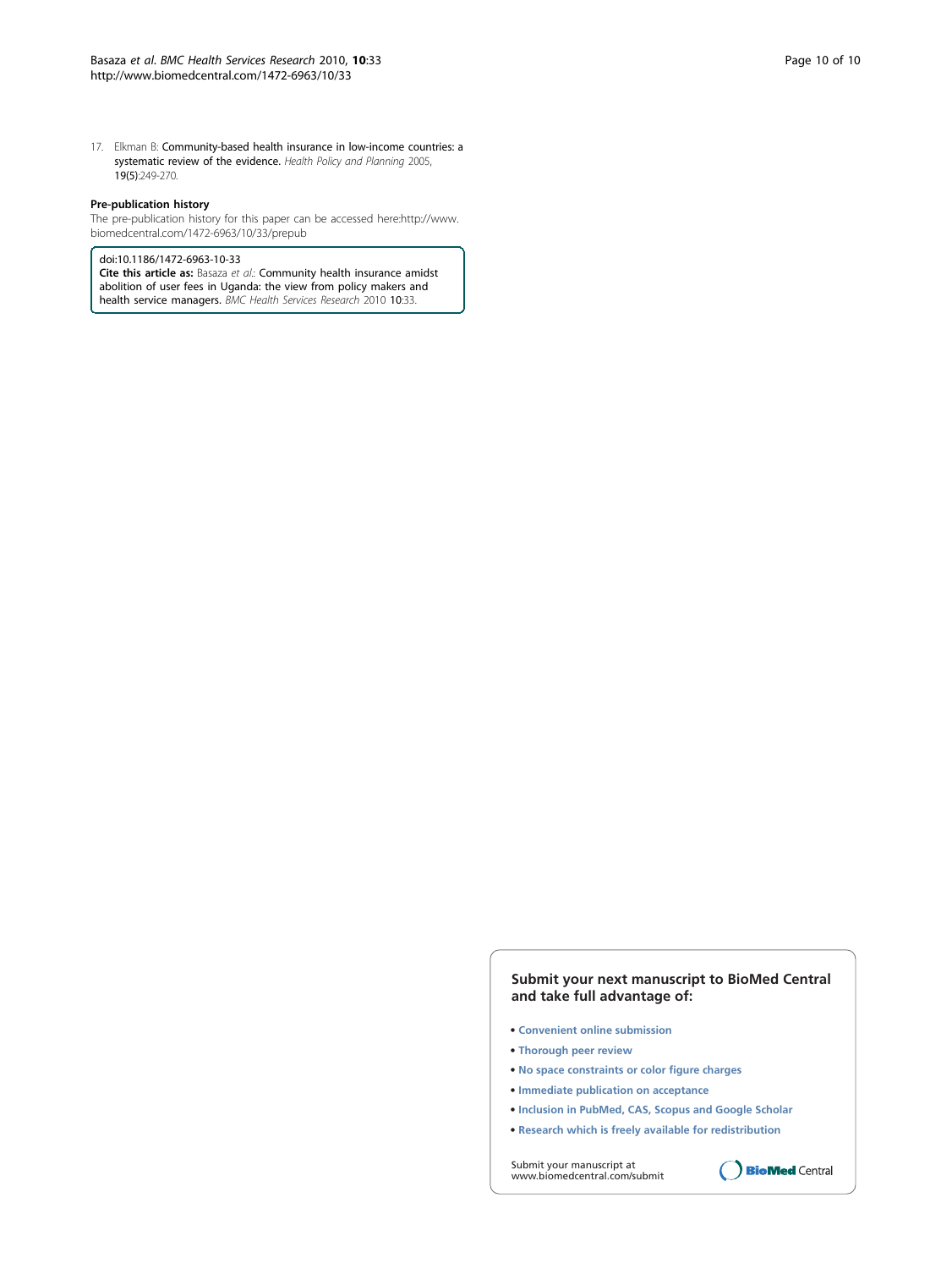17. Elkman B: **Community-based health insurance in low-income countries: a systematic review of the evidence.** *Health Policy and Planning* 2005, **19(5)**:249-270.

**Pre-publication history**

The pre-publication history for this paper can be accessed here:http://www.biomedcentral.com/1472-6963/10/33/prepub

doi:10.1186/1472-6963-10-33

**Cite this article as:** Basaza *et al.*: Community health insurance amidst abolition of user fees in Uganda: the view from policy makers and health service managers. *BMC Health Services Research* 2010 **10**:33.

**Submit your next manuscript to BioMed Central and take full advantage of:**

- **Convenient online submission**
- **Thorough peer review**
- **No space constraints or color figure charges**
- **Immediate publication on acceptance**
- **Inclusion in PubMed, CAS, Scopus and Google Scholar**
- **Research which is freely available for redistribution**

Submit your manuscript at
www.biomedcentral.com/submit

BioMed Central